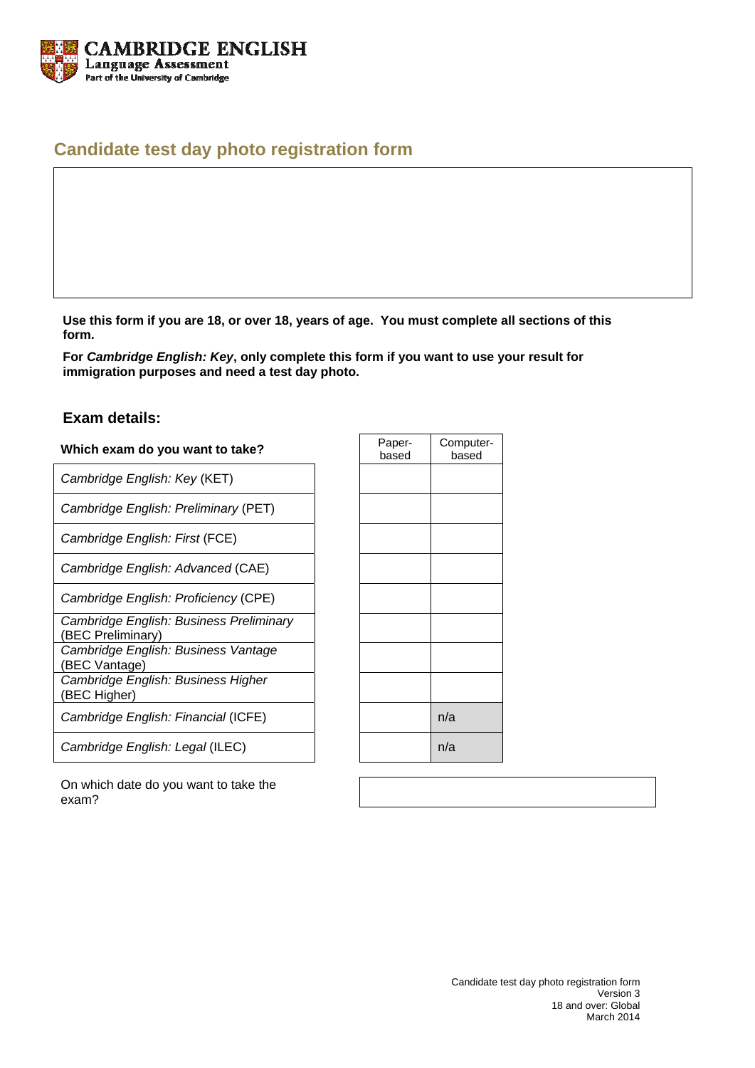CAMBRIDGE ENGLISH
Language Assessment
Part of the University of Cambridge

# Candidate test day photo registration form

**Use this form if you are 18, or over 18, years of age. You must complete all sections of this form.**

**For *Cambridge English: Key*, only complete this form if you want to use your result for immigration purposes and need a test day photo.**

## Exam details:

| **Which exam do you want to take?** | Paper-based | Computer-based |
|---|---|---|
| *Cambridge English: Key* (KET) | | |
| *Cambridge English: Preliminary* (PET) | | |
| *Cambridge English: First* (FCE) | | |
| *Cambridge English: Advanced* (CAE) | | |
| *Cambridge English: Proficiency* (CPE) | | |
| *Cambridge English: Business Preliminary* (BEC Preliminary) | | |
| *Cambridge English: Business Vantage* (BEC Vantage) | | |
| *Cambridge English: Business Higher* (BEC Higher) | | |
| *Cambridge English: Financial* (ICFE) | | n/a |
| *Cambridge English: Legal* (ILEC) | | n/a |

On which date do you want to take the exam?

Candidate test day photo registration form
Version 3
18 and over: Global
March 2014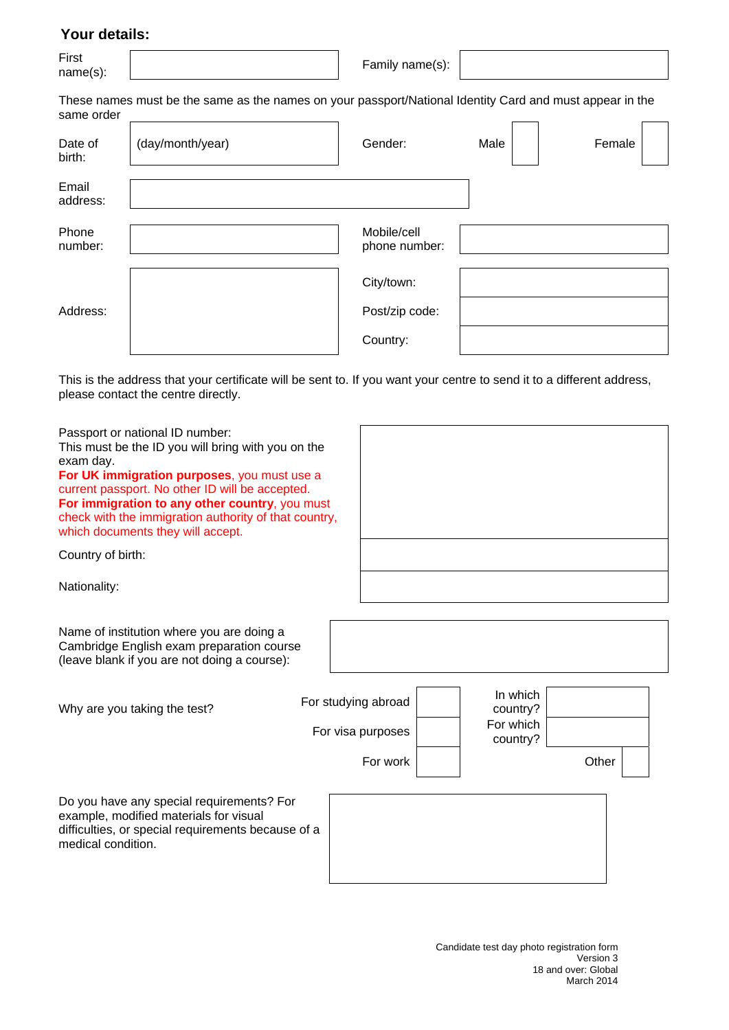## Your details:

| First name(s): | | Family name(s): | |
|---|---|---|---|

These names must be the same as the names on your passport/National Identity Card and must appear in the same order

| Date of birth: | (day/month/year) | Gender: | Male | | Female | |
|---|---|---|---|---|---|---|

| Email address: | |
|---|---|

| Phone number: | | Mobile/cell phone number: | |
|---|---|---|---|

| Address: | | City/town: | |
|---|---|---|---|
| | | Post/zip code: | |
| | | Country: | |

This is the address that your certificate will be sent to. If you want your centre to send it to a different address, please contact the centre directly.

| | |
|---|---|
| Passport or national ID number:<br>This must be the ID you will bring with you on the exam day.<br>**For UK immigration purposes**, you must use a current passport. No other ID will be accepted.<br>**For immigration to any other country**, you must check with the immigration authority of that country, which documents they will accept. | |
| Country of birth: | |
| Nationality: | |

| Name of institution where you are doing a Cambridge English exam preparation course (leave blank if you are not doing a course): | |
|---|---|

| Why are you taking the test? | For studying abroad | | In which country? | |
|---|---|---|---|---|
| | For visa purposes | | For which country? | |
| | For work | | Other | |

| Do you have any special requirements? For example, modified materials for visual difficulties, or special requirements because of a medical condition. | |
|---|---|

Candidate test day photo registration form
Version 3
18 and over: Global
March 2014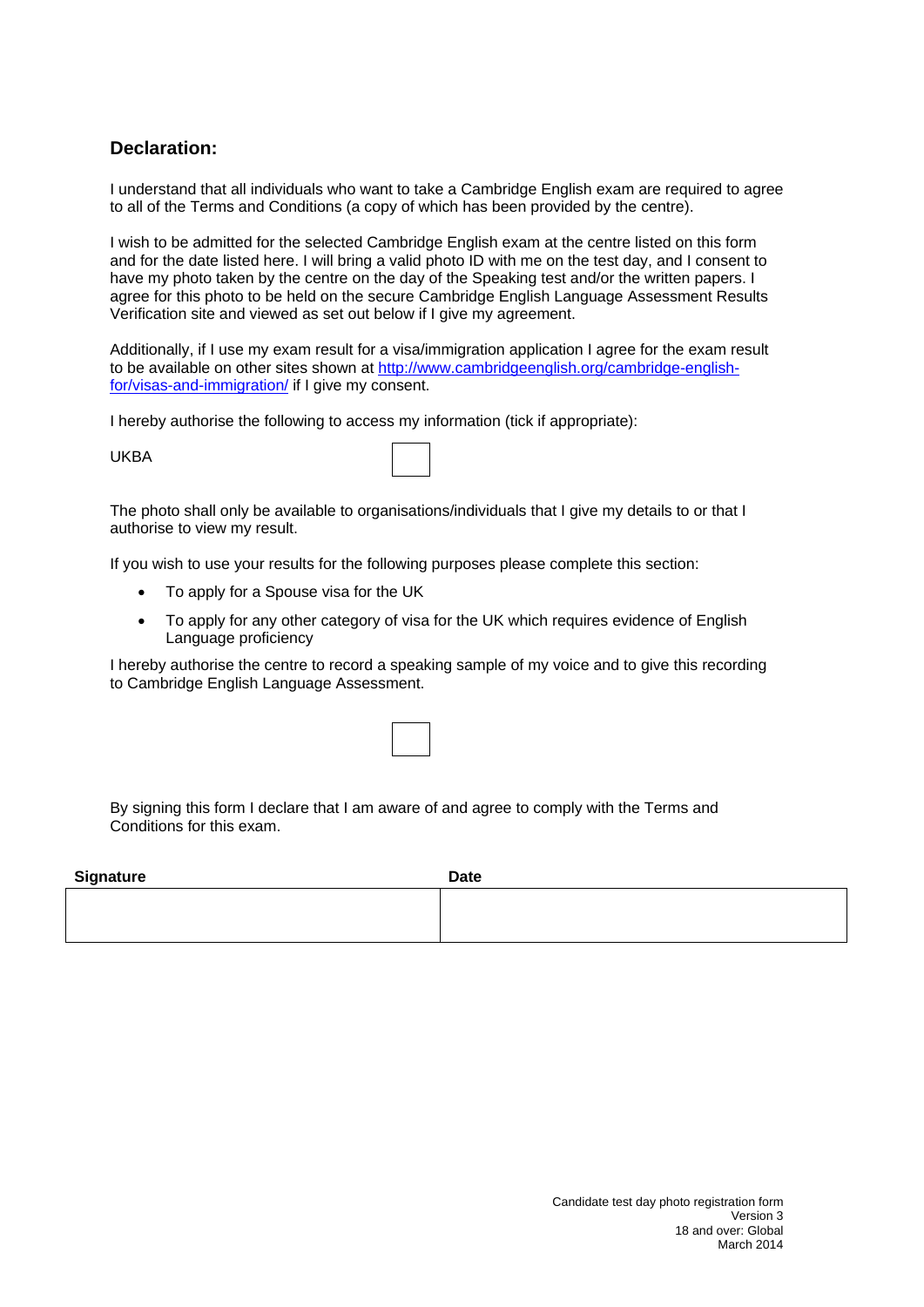## Declaration:

I understand that all individuals who want to take a Cambridge English exam are required to agree to all of the Terms and Conditions (a copy of which has been provided by the centre).

I wish to be admitted for the selected Cambridge English exam at the centre listed on this form and for the date listed here. I will bring a valid photo ID with me on the test day, and I consent to have my photo taken by the centre on the day of the Speaking test and/or the written papers. I agree for this photo to be held on the secure Cambridge English Language Assessment Results Verification site and viewed as set out below if I give my agreement.

Additionally, if I use my exam result for a visa/immigration application I agree for the exam result to be available on other sites shown at [http://www.cambridgeenglish.org/cambridge-english-for/visas-and-immigration/](http://www.cambridgeenglish.org/cambridge-english-for/visas-and-immigration/) if I give my consent.

I hereby authorise the following to access my information (tick if appropriate):

UKBA ☐

The photo shall only be available to organisations/individuals that I give my details to or that I authorise to view my result.

If you wish to use your results for the following purposes please complete this section:

- To apply for a Spouse visa for the UK
- To apply for any other category of visa for the UK which requires evidence of English Language proficiency

I hereby authorise the centre to record a speaking sample of my voice and to give this recording to Cambridge English Language Assessment.

☐

By signing this form I declare that I am aware of and agree to comply with the Terms and Conditions for this exam.

| Signature | Date |
| --- | --- |
| | |

Candidate test day photo registration form
Version 3
18 and over: Global
March 2014